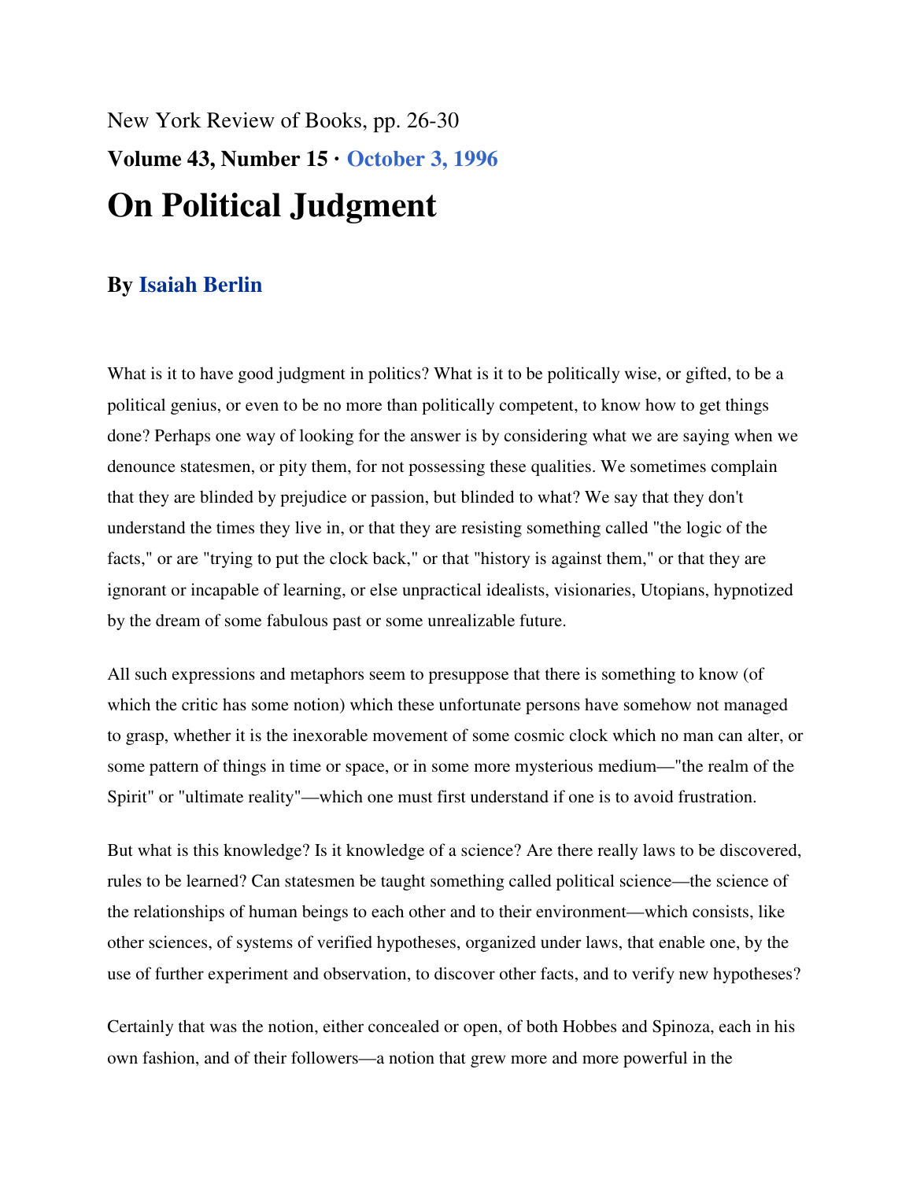New York Review of Books, pp. 26-30

**Volume 43, Number 15 · October 3, 1996**

# On Political Judgment

### By Isaiah Berlin

What is it to have good judgment in politics? What is it to be politically wise, or gifted, to be a political genius, or even to be no more than politically competent, to know how to get things done? Perhaps one way of looking for the answer is by considering what we are saying when we denounce statesmen, or pity them, for not possessing these qualities. We sometimes complain that they are blinded by prejudice or passion, but blinded to what? We say that they don't understand the times they live in, or that they are resisting something called "the logic of the facts," or are "trying to put the clock back," or that "history is against them," or that they are ignorant or incapable of learning, or else unpractical idealists, visionaries, Utopians, hypnotized by the dream of some fabulous past or some unrealizable future.

All such expressions and metaphors seem to presuppose that there is something to know (of which the critic has some notion) which these unfortunate persons have somehow not managed to grasp, whether it is the inexorable movement of some cosmic clock which no man can alter, or some pattern of things in time or space, or in some more mysterious medium—"the realm of the Spirit" or "ultimate reality"—which one must first understand if one is to avoid frustration.

But what is this knowledge? Is it knowledge of a science? Are there really laws to be discovered, rules to be learned? Can statesmen be taught something called political science—the science of the relationships of human beings to each other and to their environment—which consists, like other sciences, of systems of verified hypotheses, organized under laws, that enable one, by the use of further experiment and observation, to discover other facts, and to verify new hypotheses?

Certainly that was the notion, either concealed or open, of both Hobbes and Spinoza, each in his own fashion, and of their followers—a notion that grew more and more powerful in the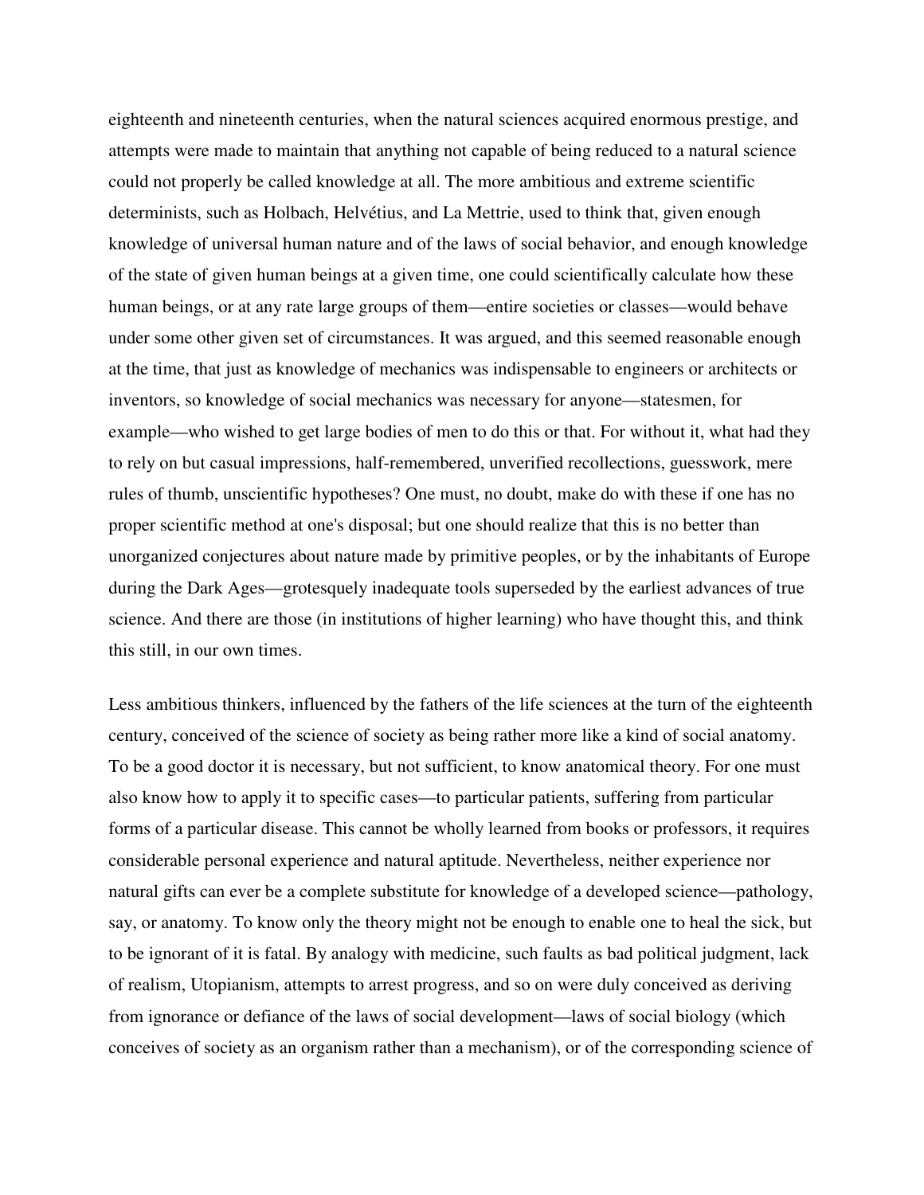eighteenth and nineteenth centuries, when the natural sciences acquired enormous prestige, and attempts were made to maintain that anything not capable of being reduced to a natural science could not properly be called knowledge at all. The more ambitious and extreme scientific determinists, such as Holbach, Helvétius, and La Mettrie, used to think that, given enough knowledge of universal human nature and of the laws of social behavior, and enough knowledge of the state of given human beings at a given time, one could scientifically calculate how these human beings, or at any rate large groups of them—entire societies or classes—would behave under some other given set of circumstances. It was argued, and this seemed reasonable enough at the time, that just as knowledge of mechanics was indispensable to engineers or architects or inventors, so knowledge of social mechanics was necessary for anyone—statesmen, for example—who wished to get large bodies of men to do this or that. For without it, what had they to rely on but casual impressions, half-remembered, unverified recollections, guesswork, mere rules of thumb, unscientific hypotheses? One must, no doubt, make do with these if one has no proper scientific method at one's disposal; but one should realize that this is no better than unorganized conjectures about nature made by primitive peoples, or by the inhabitants of Europe during the Dark Ages—grotesquely inadequate tools superseded by the earliest advances of true science. And there are those (in institutions of higher learning) who have thought this, and think this still, in our own times.

Less ambitious thinkers, influenced by the fathers of the life sciences at the turn of the eighteenth century, conceived of the science of society as being rather more like a kind of social anatomy. To be a good doctor it is necessary, but not sufficient, to know anatomical theory. For one must also know how to apply it to specific cases—to particular patients, suffering from particular forms of a particular disease. This cannot be wholly learned from books or professors, it requires considerable personal experience and natural aptitude. Nevertheless, neither experience nor natural gifts can ever be a complete substitute for knowledge of a developed science—pathology, say, or anatomy. To know only the theory might not be enough to enable one to heal the sick, but to be ignorant of it is fatal. By analogy with medicine, such faults as bad political judgment, lack of realism, Utopianism, attempts to arrest progress, and so on were duly conceived as deriving from ignorance or defiance of the laws of social development—laws of social biology (which conceives of society as an organism rather than a mechanism), or of the corresponding science of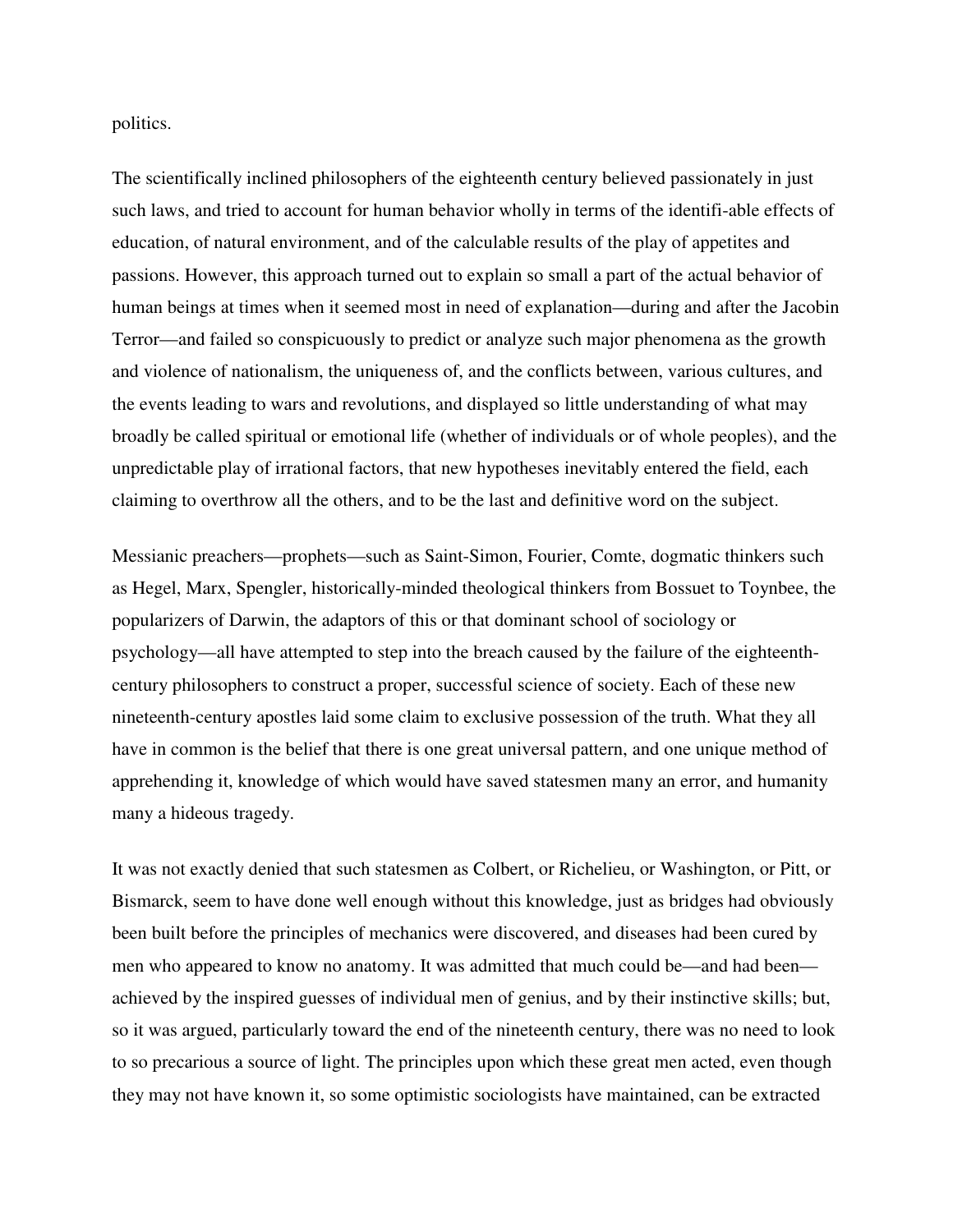politics.

The scientifically inclined philosophers of the eighteenth century believed passionately in just such laws, and tried to account for human behavior wholly in terms of the identifi-able effects of education, of natural environment, and of the calculable results of the play of appetites and passions. However, this approach turned out to explain so small a part of the actual behavior of human beings at times when it seemed most in need of explanation—during and after the Jacobin Terror—and failed so conspicuously to predict or analyze such major phenomena as the growth and violence of nationalism, the uniqueness of, and the conflicts between, various cultures, and the events leading to wars and revolutions, and displayed so little understanding of what may broadly be called spiritual or emotional life (whether of individuals or of whole peoples), and the unpredictable play of irrational factors, that new hypotheses inevitably entered the field, each claiming to overthrow all the others, and to be the last and definitive word on the subject.

Messianic preachers—prophets—such as Saint-Simon, Fourier, Comte, dogmatic thinkers such as Hegel, Marx, Spengler, historically-minded theological thinkers from Bossuet to Toynbee, the popularizers of Darwin, the adaptors of this or that dominant school of sociology or psychology—all have attempted to step into the breach caused by the failure of the eighteenth-century philosophers to construct a proper, successful science of society. Each of these new nineteenth-century apostles laid some claim to exclusive possession of the truth. What they all have in common is the belief that there is one great universal pattern, and one unique method of apprehending it, knowledge of which would have saved statesmen many an error, and humanity many a hideous tragedy.

It was not exactly denied that such statesmen as Colbert, or Richelieu, or Washington, or Pitt, or Bismarck, seem to have done well enough without this knowledge, just as bridges had obviously been built before the principles of mechanics were discovered, and diseases had been cured by men who appeared to know no anatomy. It was admitted that much could be—and had been—achieved by the inspired guesses of individual men of genius, and by their instinctive skills; but, so it was argued, particularly toward the end of the nineteenth century, there was no need to look to so precarious a source of light. The principles upon which these great men acted, even though they may not have known it, so some optimistic sociologists have maintained, can be extracted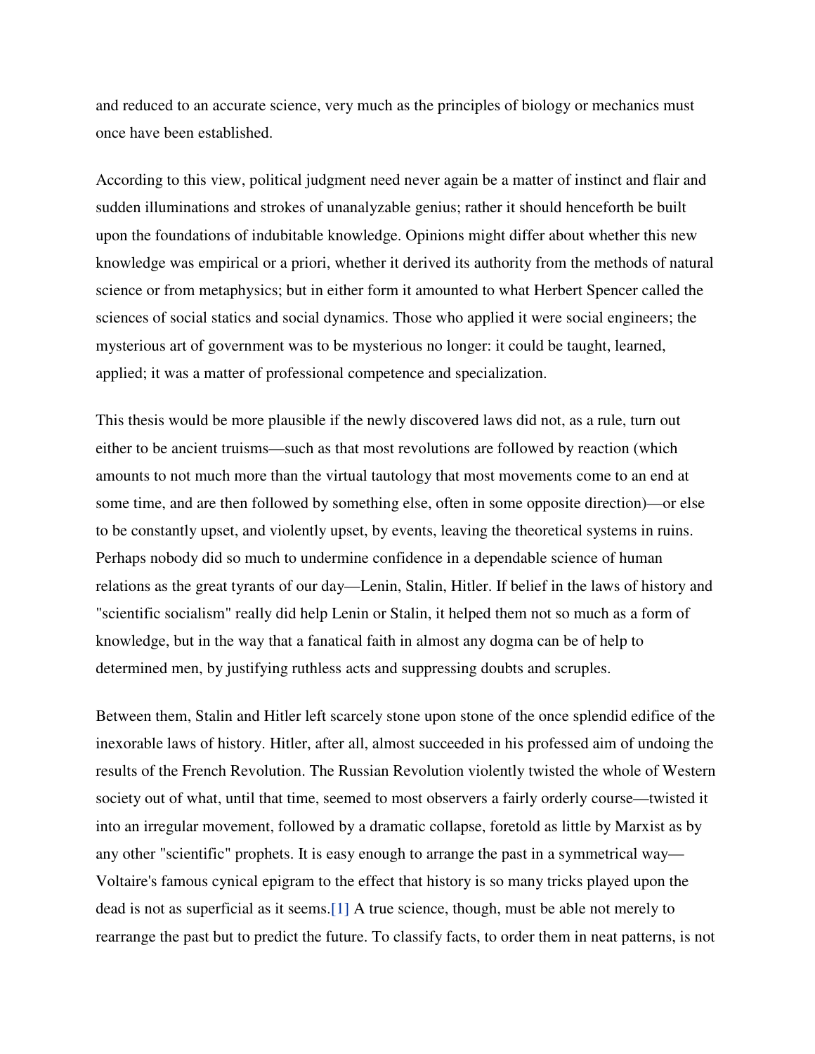and reduced to an accurate science, very much as the principles of biology or mechanics must once have been established.

According to this view, political judgment need never again be a matter of instinct and flair and sudden illuminations and strokes of unanalyzable genius; rather it should henceforth be built upon the foundations of indubitable knowledge. Opinions might differ about whether this new knowledge was empirical or a priori, whether it derived its authority from the methods of natural science or from metaphysics; but in either form it amounted to what Herbert Spencer called the sciences of social statics and social dynamics. Those who applied it were social engineers; the mysterious art of government was to be mysterious no longer: it could be taught, learned, applied; it was a matter of professional competence and specialization.

This thesis would be more plausible if the newly discovered laws did not, as a rule, turn out either to be ancient truisms—such as that most revolutions are followed by reaction (which amounts to not much more than the virtual tautology that most movements come to an end at some time, and are then followed by something else, often in some opposite direction)—or else to be constantly upset, and violently upset, by events, leaving the theoretical systems in ruins. Perhaps nobody did so much to undermine confidence in a dependable science of human relations as the great tyrants of our day—Lenin, Stalin, Hitler. If belief in the laws of history and "scientific socialism" really did help Lenin or Stalin, it helped them not so much as a form of knowledge, but in the way that a fanatical faith in almost any dogma can be of help to determined men, by justifying ruthless acts and suppressing doubts and scruples.

Between them, Stalin and Hitler left scarcely stone upon stone of the once splendid edifice of the inexorable laws of history. Hitler, after all, almost succeeded in his professed aim of undoing the results of the French Revolution. The Russian Revolution violently twisted the whole of Western society out of what, until that time, seemed to most observers a fairly orderly course—twisted it into an irregular movement, followed by a dramatic collapse, foretold as little by Marxist as by any other "scientific" prophets. It is easy enough to arrange the past in a symmetrical way—Voltaire's famous cynical epigram to the effect that history is so many tricks played upon the dead is not as superficial as it seems.[1] A true science, though, must be able not merely to rearrange the past but to predict the future. To classify facts, to order them in neat patterns, is not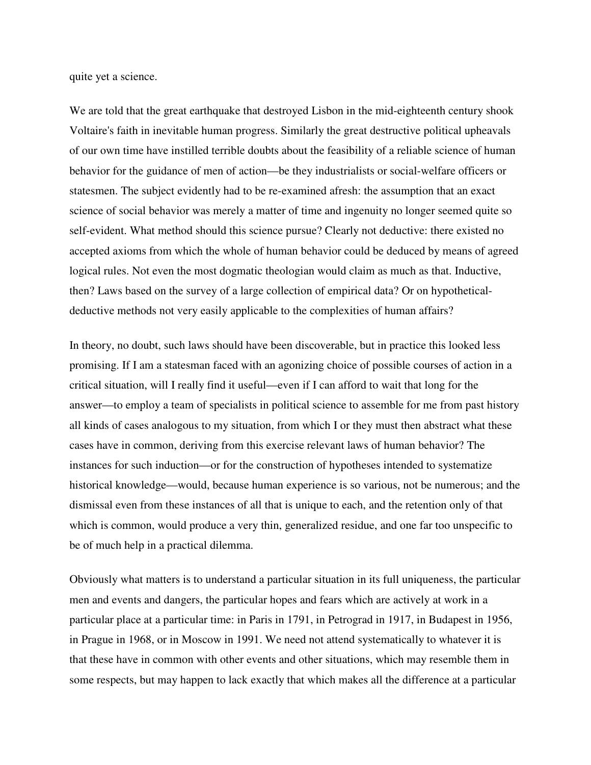quite yet a science.

We are told that the great earthquake that destroyed Lisbon in the mid-eighteenth century shook Voltaire's faith in inevitable human progress. Similarly the great destructive political upheavals of our own time have instilled terrible doubts about the feasibility of a reliable science of human behavior for the guidance of men of action—be they industrialists or social-welfare officers or statesmen. The subject evidently had to be re-examined afresh: the assumption that an exact science of social behavior was merely a matter of time and ingenuity no longer seemed quite so self-evident. What method should this science pursue? Clearly not deductive: there existed no accepted axioms from which the whole of human behavior could be deduced by means of agreed logical rules. Not even the most dogmatic theologian would claim as much as that. Inductive, then? Laws based on the survey of a large collection of empirical data? Or on hypothetical-deductive methods not very easily applicable to the complexities of human affairs?

In theory, no doubt, such laws should have been discoverable, but in practice this looked less promising. If I am a statesman faced with an agonizing choice of possible courses of action in a critical situation, will I really find it useful—even if I can afford to wait that long for the answer—to employ a team of specialists in political science to assemble for me from past history all kinds of cases analogous to my situation, from which I or they must then abstract what these cases have in common, deriving from this exercise relevant laws of human behavior? The instances for such induction—or for the construction of hypotheses intended to systematize historical knowledge—would, because human experience is so various, not be numerous; and the dismissal even from these instances of all that is unique to each, and the retention only of that which is common, would produce a very thin, generalized residue, and one far too unspecific to be of much help in a practical dilemma.

Obviously what matters is to understand a particular situation in its full uniqueness, the particular men and events and dangers, the particular hopes and fears which are actively at work in a particular place at a particular time: in Paris in 1791, in Petrograd in 1917, in Budapest in 1956, in Prague in 1968, or in Moscow in 1991. We need not attend systematically to whatever it is that these have in common with other events and other situations, which may resemble them in some respects, but may happen to lack exactly that which makes all the difference at a particular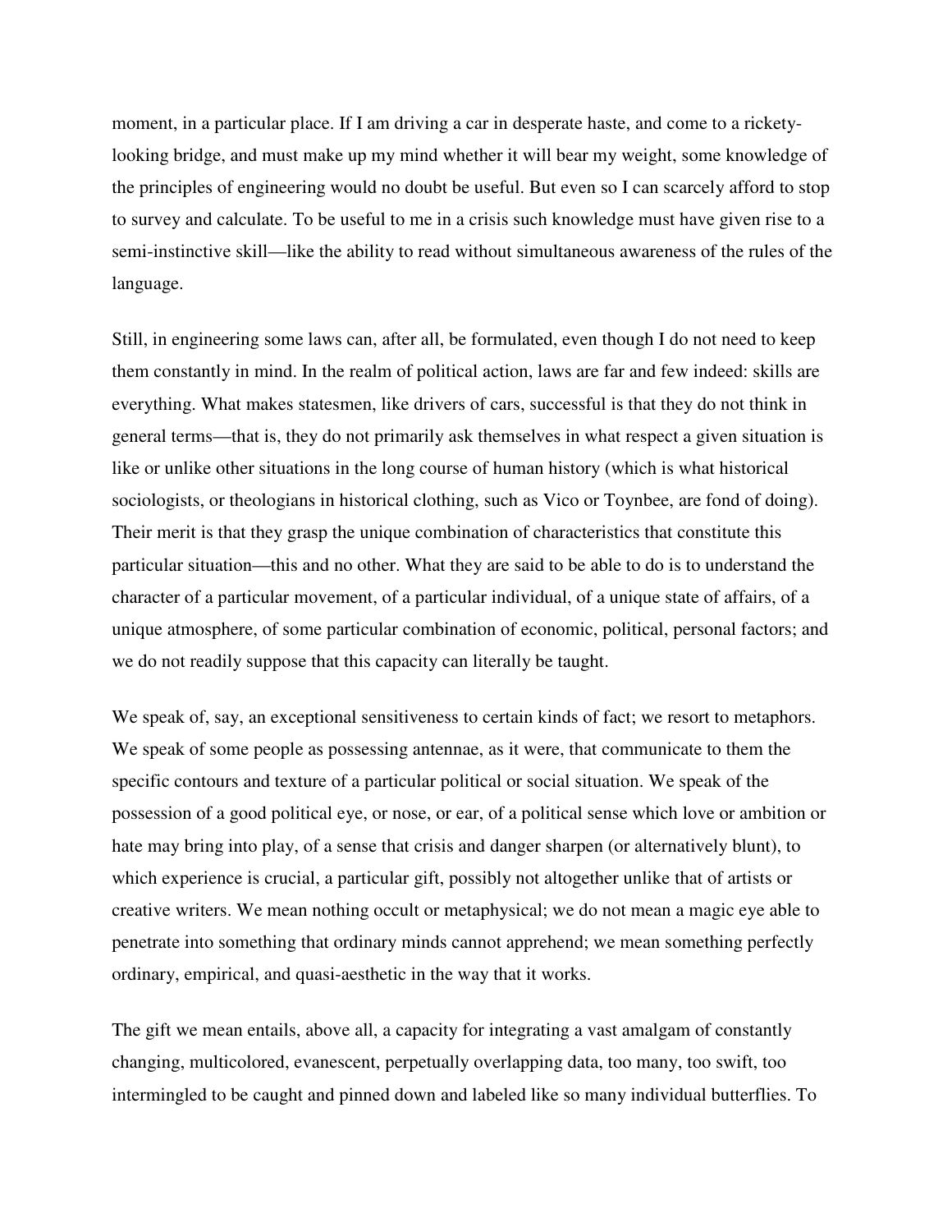moment, in a particular place. If I am driving a car in desperate haste, and come to a rickety-looking bridge, and must make up my mind whether it will bear my weight, some knowledge of the principles of engineering would no doubt be useful. But even so I can scarcely afford to stop to survey and calculate. To be useful to me in a crisis such knowledge must have given rise to a semi-instinctive skill—like the ability to read without simultaneous awareness of the rules of the language.

Still, in engineering some laws can, after all, be formulated, even though I do not need to keep them constantly in mind. In the realm of political action, laws are far and few indeed: skills are everything. What makes statesmen, like drivers of cars, successful is that they do not think in general terms—that is, they do not primarily ask themselves in what respect a given situation is like or unlike other situations in the long course of human history (which is what historical sociologists, or theologians in historical clothing, such as Vico or Toynbee, are fond of doing). Their merit is that they grasp the unique combination of characteristics that constitute this particular situation—this and no other. What they are said to be able to do is to understand the character of a particular movement, of a particular individual, of a unique state of affairs, of a unique atmosphere, of some particular combination of economic, political, personal factors; and we do not readily suppose that this capacity can literally be taught.

We speak of, say, an exceptional sensitiveness to certain kinds of fact; we resort to metaphors. We speak of some people as possessing antennae, as it were, that communicate to them the specific contours and texture of a particular political or social situation. We speak of the possession of a good political eye, or nose, or ear, of a political sense which love or ambition or hate may bring into play, of a sense that crisis and danger sharpen (or alternatively blunt), to which experience is crucial, a particular gift, possibly not altogether unlike that of artists or creative writers. We mean nothing occult or metaphysical; we do not mean a magic eye able to penetrate into something that ordinary minds cannot apprehend; we mean something perfectly ordinary, empirical, and quasi-aesthetic in the way that it works.

The gift we mean entails, above all, a capacity for integrating a vast amalgam of constantly changing, multicolored, evanescent, perpetually overlapping data, too many, too swift, too intermingled to be caught and pinned down and labeled like so many individual butterflies. To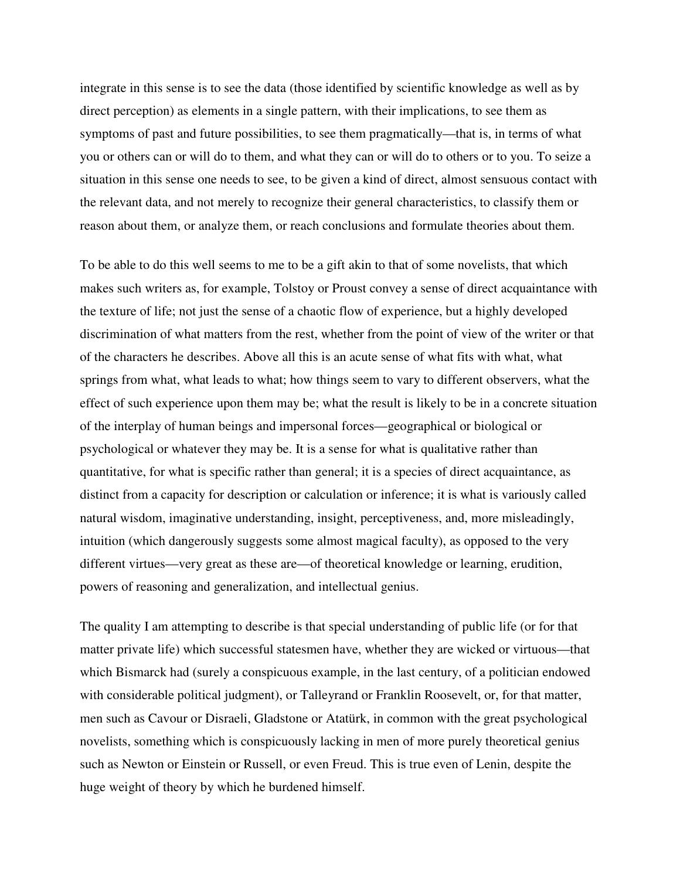integrate in this sense is to see the data (those identified by scientific knowledge as well as by direct perception) as elements in a single pattern, with their implications, to see them as symptoms of past and future possibilities, to see them pragmatically—that is, in terms of what you or others can or will do to them, and what they can or will do to others or to you. To seize a situation in this sense one needs to see, to be given a kind of direct, almost sensuous contact with the relevant data, and not merely to recognize their general characteristics, to classify them or reason about them, or analyze them, or reach conclusions and formulate theories about them.

To be able to do this well seems to me to be a gift akin to that of some novelists, that which makes such writers as, for example, Tolstoy or Proust convey a sense of direct acquaintance with the texture of life; not just the sense of a chaotic flow of experience, but a highly developed discrimination of what matters from the rest, whether from the point of view of the writer or that of the characters he describes. Above all this is an acute sense of what fits with what, what springs from what, what leads to what; how things seem to vary to different observers, what the effect of such experience upon them may be; what the result is likely to be in a concrete situation of the interplay of human beings and impersonal forces—geographical or biological or psychological or whatever they may be. It is a sense for what is qualitative rather than quantitative, for what is specific rather than general; it is a species of direct acquaintance, as distinct from a capacity for description or calculation or inference; it is what is variously called natural wisdom, imaginative understanding, insight, perceptiveness, and, more misleadingly, intuition (which dangerously suggests some almost magical faculty), as opposed to the very different virtues—very great as these are—of theoretical knowledge or learning, erudition, powers of reasoning and generalization, and intellectual genius.

The quality I am attempting to describe is that special understanding of public life (or for that matter private life) which successful statesmen have, whether they are wicked or virtuous—that which Bismarck had (surely a conspicuous example, in the last century, of a politician endowed with considerable political judgment), or Talleyrand or Franklin Roosevelt, or, for that matter, men such as Cavour or Disraeli, Gladstone or Atatürk, in common with the great psychological novelists, something which is conspicuously lacking in men of more purely theoretical genius such as Newton or Einstein or Russell, or even Freud. This is true even of Lenin, despite the huge weight of theory by which he burdened himself.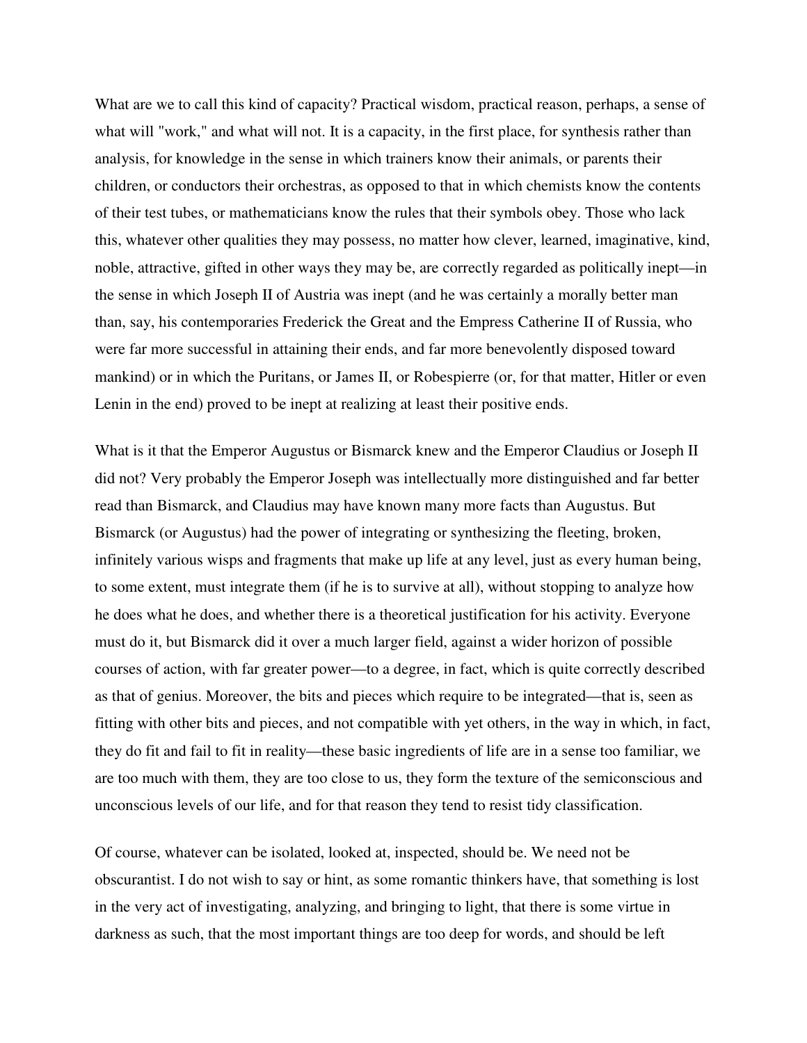What are we to call this kind of capacity? Practical wisdom, practical reason, perhaps, a sense of what will "work," and what will not. It is a capacity, in the first place, for synthesis rather than analysis, for knowledge in the sense in which trainers know their animals, or parents their children, or conductors their orchestras, as opposed to that in which chemists know the contents of their test tubes, or mathematicians know the rules that their symbols obey. Those who lack this, whatever other qualities they may possess, no matter how clever, learned, imaginative, kind, noble, attractive, gifted in other ways they may be, are correctly regarded as politically inept—in the sense in which Joseph II of Austria was inept (and he was certainly a morally better man than, say, his contemporaries Frederick the Great and the Empress Catherine II of Russia, who were far more successful in attaining their ends, and far more benevolently disposed toward mankind) or in which the Puritans, or James II, or Robespierre (or, for that matter, Hitler or even Lenin in the end) proved to be inept at realizing at least their positive ends.

What is it that the Emperor Augustus or Bismarck knew and the Emperor Claudius or Joseph II did not? Very probably the Emperor Joseph was intellectually more distinguished and far better read than Bismarck, and Claudius may have known many more facts than Augustus. But Bismarck (or Augustus) had the power of integrating or synthesizing the fleeting, broken, infinitely various wisps and fragments that make up life at any level, just as every human being, to some extent, must integrate them (if he is to survive at all), without stopping to analyze how he does what he does, and whether there is a theoretical justification for his activity. Everyone must do it, but Bismarck did it over a much larger field, against a wider horizon of possible courses of action, with far greater power—to a degree, in fact, which is quite correctly described as that of genius. Moreover, the bits and pieces which require to be integrated—that is, seen as fitting with other bits and pieces, and not compatible with yet others, in the way in which, in fact, they do fit and fail to fit in reality—these basic ingredients of life are in a sense too familiar, we are too much with them, they are too close to us, they form the texture of the semiconscious and unconscious levels of our life, and for that reason they tend to resist tidy classification.

Of course, whatever can be isolated, looked at, inspected, should be. We need not be obscurantist. I do not wish to say or hint, as some romantic thinkers have, that something is lost in the very act of investigating, analyzing, and bringing to light, that there is some virtue in darkness as such, that the most important things are too deep for words, and should be left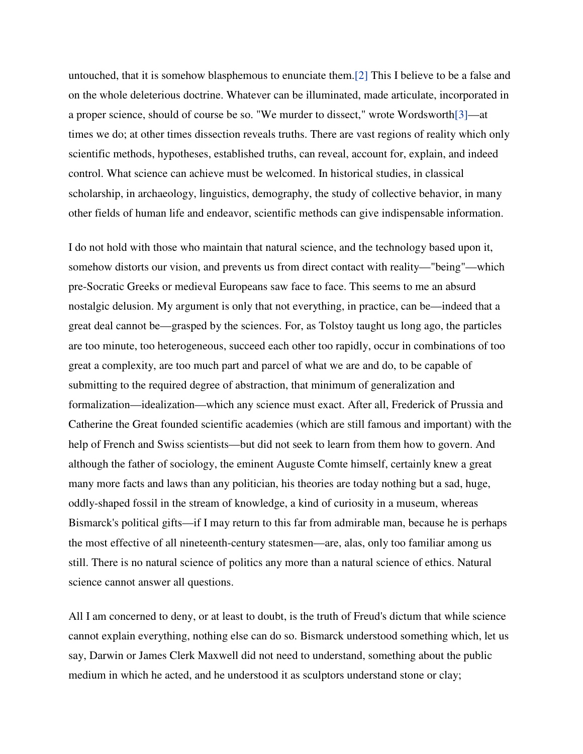untouched, that it is somehow blasphemous to enunciate them.[2] This I believe to be a false and on the whole deleterious doctrine. Whatever can be illuminated, made articulate, incorporated in a proper science, should of course be so. "We murder to dissect," wrote Wordsworth[3]—at times we do; at other times dissection reveals truths. There are vast regions of reality which only scientific methods, hypotheses, established truths, can reveal, account for, explain, and indeed control. What science can achieve must be welcomed. In historical studies, in classical scholarship, in archaeology, linguistics, demography, the study of collective behavior, in many other fields of human life and endeavor, scientific methods can give indispensable information.

I do not hold with those who maintain that natural science, and the technology based upon it, somehow distorts our vision, and prevents us from direct contact with reality—"being"—which pre-Socratic Greeks or medieval Europeans saw face to face. This seems to me an absurd nostalgic delusion. My argument is only that not everything, in practice, can be—indeed that a great deal cannot be—grasped by the sciences. For, as Tolstoy taught us long ago, the particles are too minute, too heterogeneous, succeed each other too rapidly, occur in combinations of too great a complexity, are too much part and parcel of what we are and do, to be capable of submitting to the required degree of abstraction, that minimum of generalization and formalization—idealization—which any science must exact. After all, Frederick of Prussia and Catherine the Great founded scientific academies (which are still famous and important) with the help of French and Swiss scientists—but did not seek to learn from them how to govern. And although the father of sociology, the eminent Auguste Comte himself, certainly knew a great many more facts and laws than any politician, his theories are today nothing but a sad, huge, oddly-shaped fossil in the stream of knowledge, a kind of curiosity in a museum, whereas Bismarck's political gifts—if I may return to this far from admirable man, because he is perhaps the most effective of all nineteenth-century statesmen—are, alas, only too familiar among us still. There is no natural science of politics any more than a natural science of ethics. Natural science cannot answer all questions.

All I am concerned to deny, or at least to doubt, is the truth of Freud's dictum that while science cannot explain everything, nothing else can do so. Bismarck understood something which, let us say, Darwin or James Clerk Maxwell did not need to understand, something about the public medium in which he acted, and he understood it as sculptors understand stone or clay;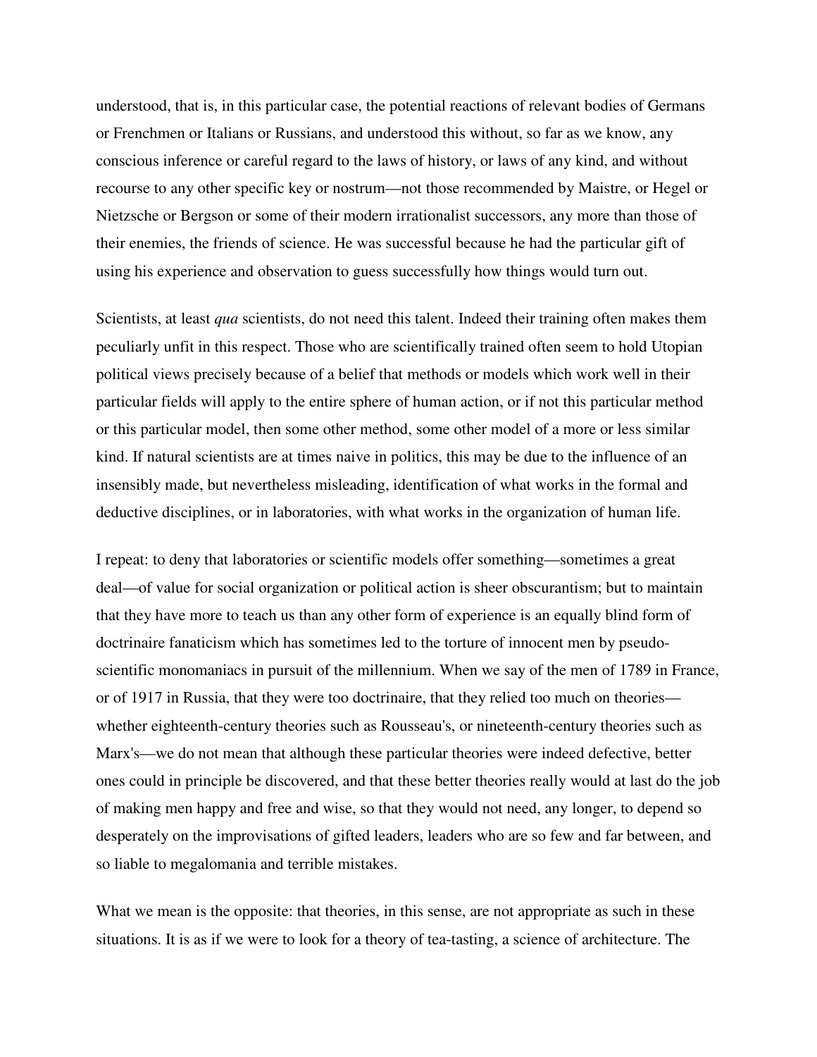understood, that is, in this particular case, the potential reactions of relevant bodies of Germans or Frenchmen or Italians or Russians, and understood this without, so far as we know, any conscious inference or careful regard to the laws of history, or laws of any kind, and without recourse to any other specific key or nostrum—not those recommended by Maistre, or Hegel or Nietzsche or Bergson or some of their modern irrationalist successors, any more than those of their enemies, the friends of science. He was successful because he had the particular gift of using his experience and observation to guess successfully how things would turn out.

Scientists, at least *qua* scientists, do not need this talent. Indeed their training often makes them peculiarly unfit in this respect. Those who are scientifically trained often seem to hold Utopian political views precisely because of a belief that methods or models which work well in their particular fields will apply to the entire sphere of human action, or if not this particular method or this particular model, then some other method, some other model of a more or less similar kind. If natural scientists are at times naive in politics, this may be due to the influence of an insensibly made, but nevertheless misleading, identification of what works in the formal and deductive disciplines, or in laboratories, with what works in the organization of human life.

I repeat: to deny that laboratories or scientific models offer something—sometimes a great deal—of value for social organization or political action is sheer obscurantism; but to maintain that they have more to teach us than any other form of experience is an equally blind form of doctrinaire fanaticism which has sometimes led to the torture of innocent men by pseudo-scientific monomaniacs in pursuit of the millennium. When we say of the men of 1789 in France, or of 1917 in Russia, that they were too doctrinaire, that they relied too much on theories—whether eighteenth-century theories such as Rousseau's, or nineteenth-century theories such as Marx's—we do not mean that although these particular theories were indeed defective, better ones could in principle be discovered, and that these better theories really would at last do the job of making men happy and free and wise, so that they would not need, any longer, to depend so desperately on the improvisations of gifted leaders, leaders who are so few and far between, and so liable to megalomania and terrible mistakes.

What we mean is the opposite: that theories, in this sense, are not appropriate as such in these situations. It is as if we were to look for a theory of tea-tasting, a science of architecture. The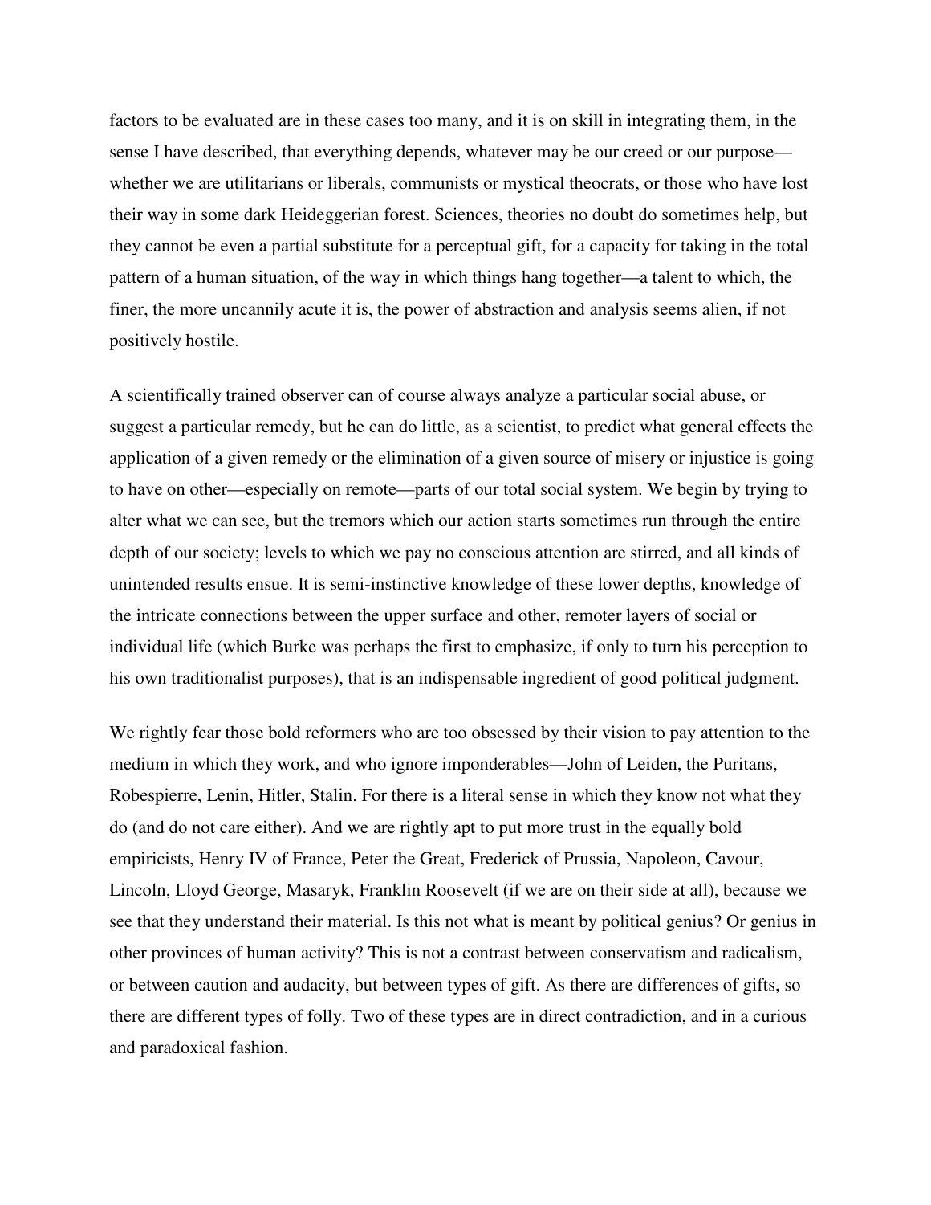factors to be evaluated are in these cases too many, and it is on skill in integrating them, in the sense I have described, that everything depends, whatever may be our creed or our purpose—whether we are utilitarians or liberals, communists or mystical theocrats, or those who have lost their way in some dark Heideggerian forest. Sciences, theories no doubt do sometimes help, but they cannot be even a partial substitute for a perceptual gift, for a capacity for taking in the total pattern of a human situation, of the way in which things hang together—a talent to which, the finer, the more uncannily acute it is, the power of abstraction and analysis seems alien, if not positively hostile.

A scientifically trained observer can of course always analyze a particular social abuse, or suggest a particular remedy, but he can do little, as a scientist, to predict what general effects the application of a given remedy or the elimination of a given source of misery or injustice is going to have on other—especially on remote—parts of our total social system. We begin by trying to alter what we can see, but the tremors which our action starts sometimes run through the entire depth of our society; levels to which we pay no conscious attention are stirred, and all kinds of unintended results ensue. It is semi-instinctive knowledge of these lower depths, knowledge of the intricate connections between the upper surface and other, remoter layers of social or individual life (which Burke was perhaps the first to emphasize, if only to turn his perception to his own traditionalist purposes), that is an indispensable ingredient of good political judgment.

We rightly fear those bold reformers who are too obsessed by their vision to pay attention to the medium in which they work, and who ignore imponderables—John of Leiden, the Puritans, Robespierre, Lenin, Hitler, Stalin. For there is a literal sense in which they know not what they do (and do not care either). And we are rightly apt to put more trust in the equally bold empiricists, Henry IV of France, Peter the Great, Frederick of Prussia, Napoleon, Cavour, Lincoln, Lloyd George, Masaryk, Franklin Roosevelt (if we are on their side at all), because we see that they understand their material. Is this not what is meant by political genius? Or genius in other provinces of human activity? This is not a contrast between conservatism and radicalism, or between caution and audacity, but between types of gift. As there are differences of gifts, so there are different types of folly. Two of these types are in direct contradiction, and in a curious and paradoxical fashion.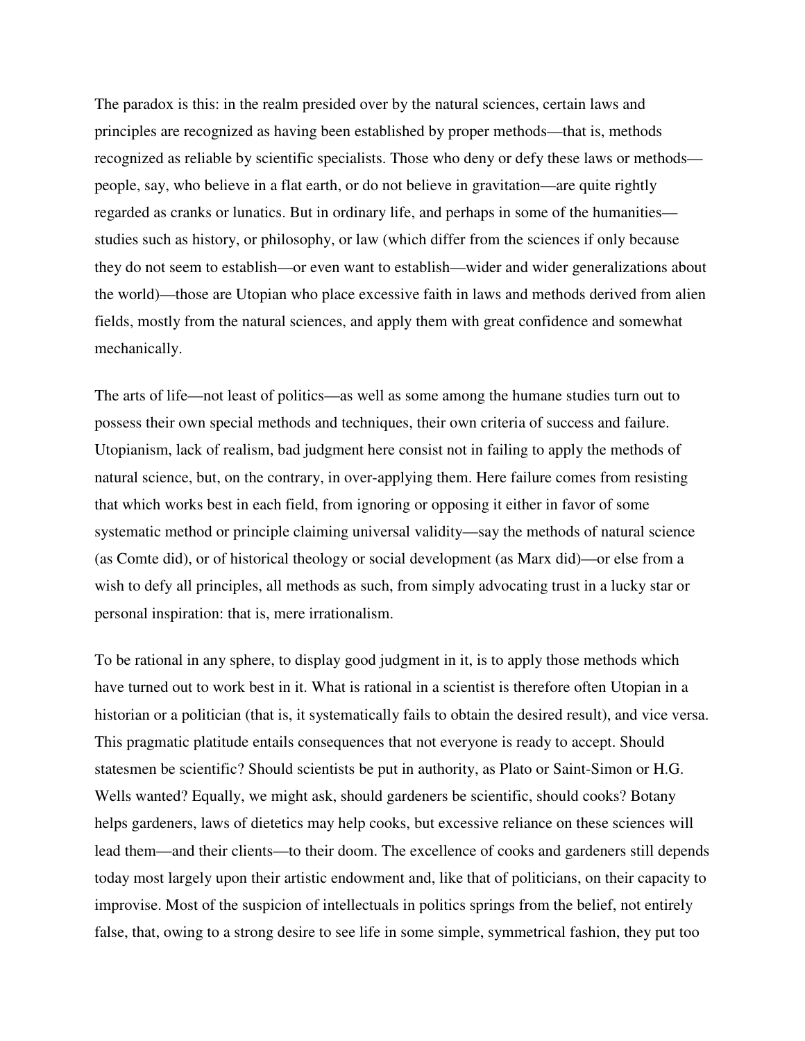The paradox is this: in the realm presided over by the natural sciences, certain laws and principles are recognized as having been established by proper methods—that is, methods recognized as reliable by scientific specialists. Those who deny or defy these laws or methods—people, say, who believe in a flat earth, or do not believe in gravitation—are quite rightly regarded as cranks or lunatics. But in ordinary life, and perhaps in some of the humanities—studies such as history, or philosophy, or law (which differ from the sciences if only because they do not seem to establish—or even want to establish—wider and wider generalizations about the world)—those are Utopian who place excessive faith in laws and methods derived from alien fields, mostly from the natural sciences, and apply them with great confidence and somewhat mechanically.

The arts of life—not least of politics—as well as some among the humane studies turn out to possess their own special methods and techniques, their own criteria of success and failure. Utopianism, lack of realism, bad judgment here consist not in failing to apply the methods of natural science, but, on the contrary, in over-applying them. Here failure comes from resisting that which works best in each field, from ignoring or opposing it either in favor of some systematic method or principle claiming universal validity—say the methods of natural science (as Comte did), or of historical theology or social development (as Marx did)—or else from a wish to defy all principles, all methods as such, from simply advocating trust in a lucky star or personal inspiration: that is, mere irrationalism.

To be rational in any sphere, to display good judgment in it, is to apply those methods which have turned out to work best in it. What is rational in a scientist is therefore often Utopian in a historian or a politician (that is, it systematically fails to obtain the desired result), and vice versa. This pragmatic platitude entails consequences that not everyone is ready to accept. Should statesmen be scientific? Should scientists be put in authority, as Plato or Saint-Simon or H.G. Wells wanted? Equally, we might ask, should gardeners be scientific, should cooks? Botany helps gardeners, laws of dietetics may help cooks, but excessive reliance on these sciences will lead them—and their clients—to their doom. The excellence of cooks and gardeners still depends today most largely upon their artistic endowment and, like that of politicians, on their capacity to improvise. Most of the suspicion of intellectuals in politics springs from the belief, not entirely false, that, owing to a strong desire to see life in some simple, symmetrical fashion, they put too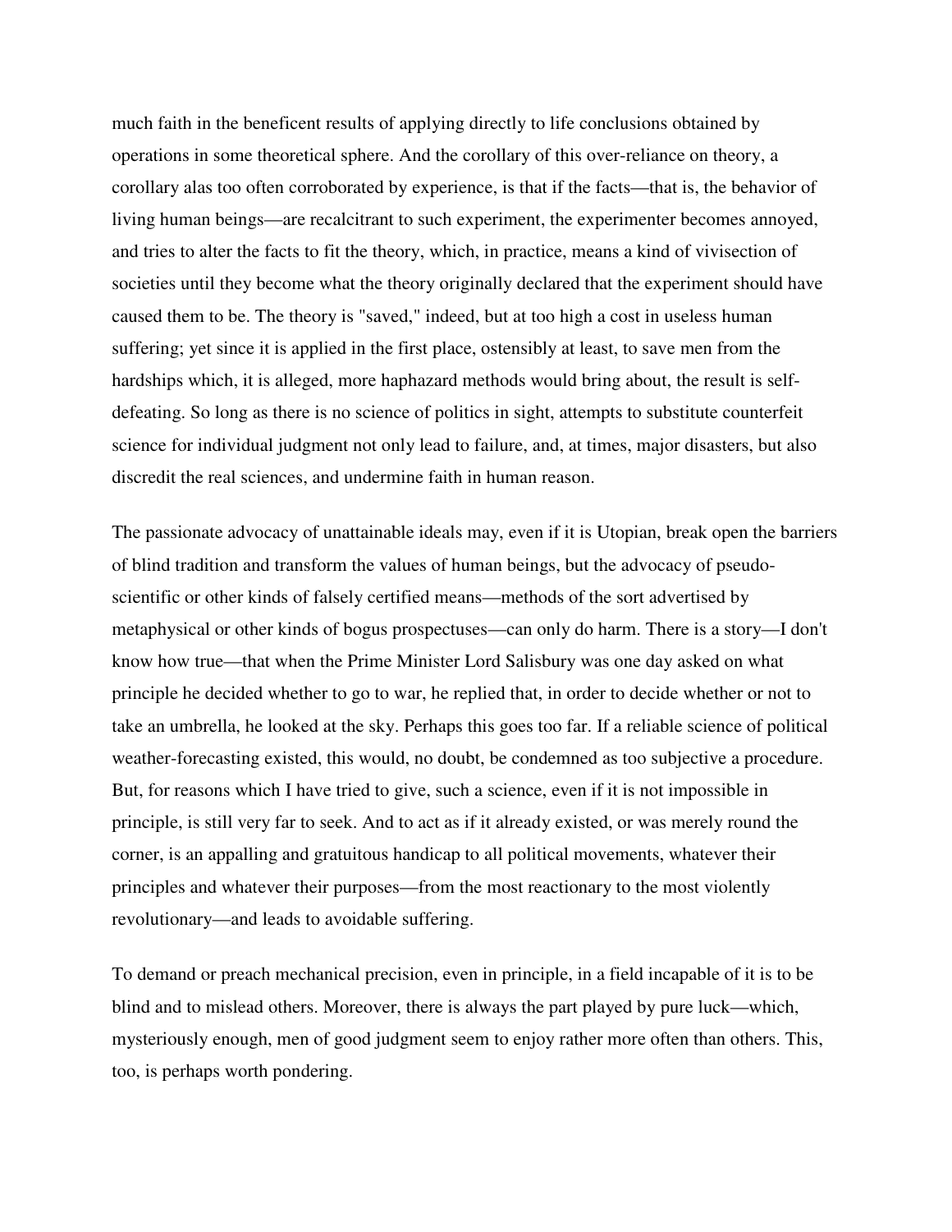much faith in the beneficent results of applying directly to life conclusions obtained by operations in some theoretical sphere. And the corollary of this over-reliance on theory, a corollary alas too often corroborated by experience, is that if the facts—that is, the behavior of living human beings—are recalcitrant to such experiment, the experimenter becomes annoyed, and tries to alter the facts to fit the theory, which, in practice, means a kind of vivisection of societies until they become what the theory originally declared that the experiment should have caused them to be. The theory is "saved," indeed, but at too high a cost in useless human suffering; yet since it is applied in the first place, ostensibly at least, to save men from the hardships which, it is alleged, more haphazard methods would bring about, the result is self-defeating. So long as there is no science of politics in sight, attempts to substitute counterfeit science for individual judgment not only lead to failure, and, at times, major disasters, but also discredit the real sciences, and undermine faith in human reason.

The passionate advocacy of unattainable ideals may, even if it is Utopian, break open the barriers of blind tradition and transform the values of human beings, but the advocacy of pseudo-scientific or other kinds of falsely certified means—methods of the sort advertised by metaphysical or other kinds of bogus prospectuses—can only do harm. There is a story—I don't know how true—that when the Prime Minister Lord Salisbury was one day asked on what principle he decided whether to go to war, he replied that, in order to decide whether or not to take an umbrella, he looked at the sky. Perhaps this goes too far. If a reliable science of political weather-forecasting existed, this would, no doubt, be condemned as too subjective a procedure. But, for reasons which I have tried to give, such a science, even if it is not impossible in principle, is still very far to seek. And to act as if it already existed, or was merely round the corner, is an appalling and gratuitous handicap to all political movements, whatever their principles and whatever their purposes—from the most reactionary to the most violently revolutionary—and leads to avoidable suffering.

To demand or preach mechanical precision, even in principle, in a field incapable of it is to be blind and to mislead others. Moreover, there is always the part played by pure luck—which, mysteriously enough, men of good judgment seem to enjoy rather more often than others. This, too, is perhaps worth pondering.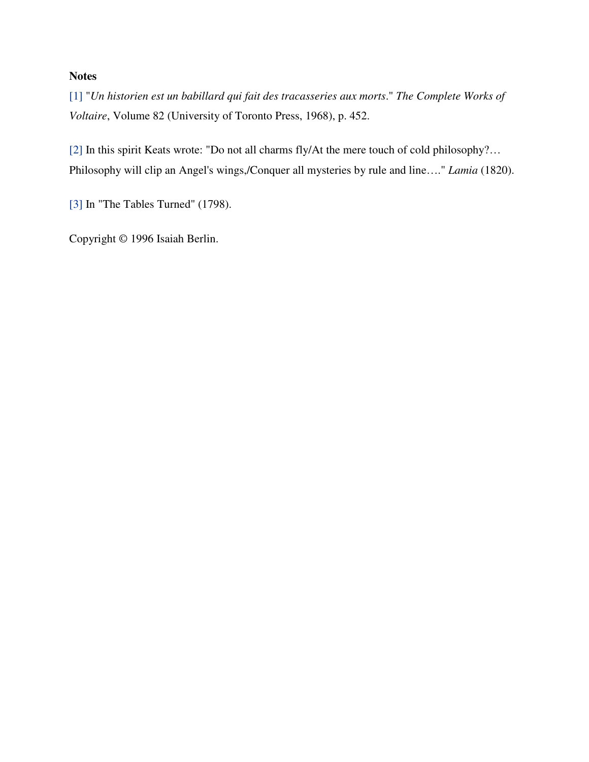**Notes**

[1] "*Un historien est un babillard qui fait des tracasseries aux morts*." *The Complete Works of Voltaire*, Volume 82 (University of Toronto Press, 1968), p. 452.

[2] In this spirit Keats wrote: "Do not all charms fly/At the mere touch of cold philosophy?… Philosophy will clip an Angel's wings,/Conquer all mysteries by rule and line…." *Lamia* (1820).

[3] In "The Tables Turned" (1798).

Copyright © 1996 Isaiah Berlin.